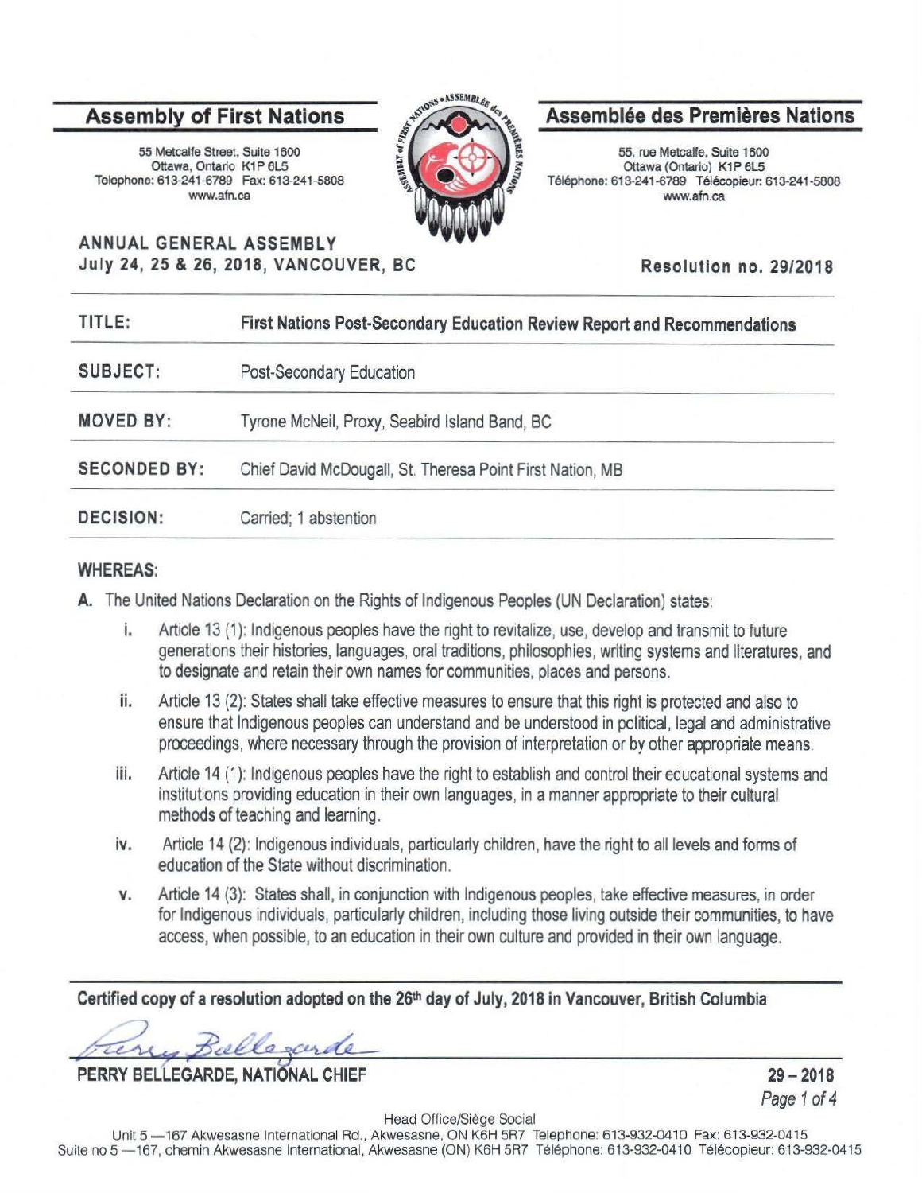# Assembly of First Nations

55 Metcalfe Street, Suite 1600
Ottawa, Ontario K1P 6L5
Telephone: 613-241-6789 Fax: 613-241-5808
www.afn.ca

# Assemblée des Premières Nations

55, rue Metcalfe, Suite 1600
Ottawa (Ontario) K1P 6L5
Téléphone: 613-241-6789 Télécopieur: 613-241-5808
www.afn.ca

**ANNUAL GENERAL ASSEMBLY**
**July 24, 25 & 26, 2018, VANCOUVER, BC**

**Resolution no. 29/2018**

| | |
|---|---|
| **TITLE:** | **First Nations Post-Secondary Education Review Report and Recommendations** |
| **SUBJECT:** | Post-Secondary Education |
| **MOVED BY:** | Tyrone McNeil, Proxy, Seabird Island Band, BC |
| **SECONDED BY:** | Chief David McDougall, St. Theresa Point First Nation, MB |
| **DECISION:** | Carried; 1 abstention |

**WHEREAS:**

**A.** The United Nations Declaration on the Rights of Indigenous Peoples (UN Declaration) states:

i. Article 13 (1): Indigenous peoples have the right to revitalize, use, develop and transmit to future generations their histories, languages, oral traditions, philosophies, writing systems and literatures, and to designate and retain their own names for communities, places and persons.

ii. Article 13 (2): States shall take effective measures to ensure that this right is protected and also to ensure that Indigenous peoples can understand and be understood in political, legal and administrative proceedings, where necessary through the provision of interpretation or by other appropriate means.

iii. Article 14 (1): Indigenous peoples have the right to establish and control their educational systems and institutions providing education in their own languages, in a manner appropriate to their cultural methods of teaching and learning.

iv. Article 14 (2): Indigenous individuals, particularly children, have the right to all levels and forms of education of the State without discrimination.

v. Article 14 (3): States shall, in conjunction with Indigenous peoples, take effective measures, in order for Indigenous individuals, particularly children, including those living outside their communities, to have access, when possible, to an education in their own culture and provided in their own language.

**Certified copy of a resolution adopted on the 26th day of July, 2018 in Vancouver, British Columbia**

PERRY BELLEGARDE, NATIONAL CHIEF

29 – 2018

Head Office/Siège Social
Unit 5 —167 Akwesasne International Rd., Akwesasne, ON K6H 5R7 Telephone: 613-932-0410 Fax: 613-932-0415
Suite no 5 —167, chemin Akwesasne International, Akwesasne (ON) K6H 5R7 Téléphone: 613-932-0410 Télécopieur: 613-932-0415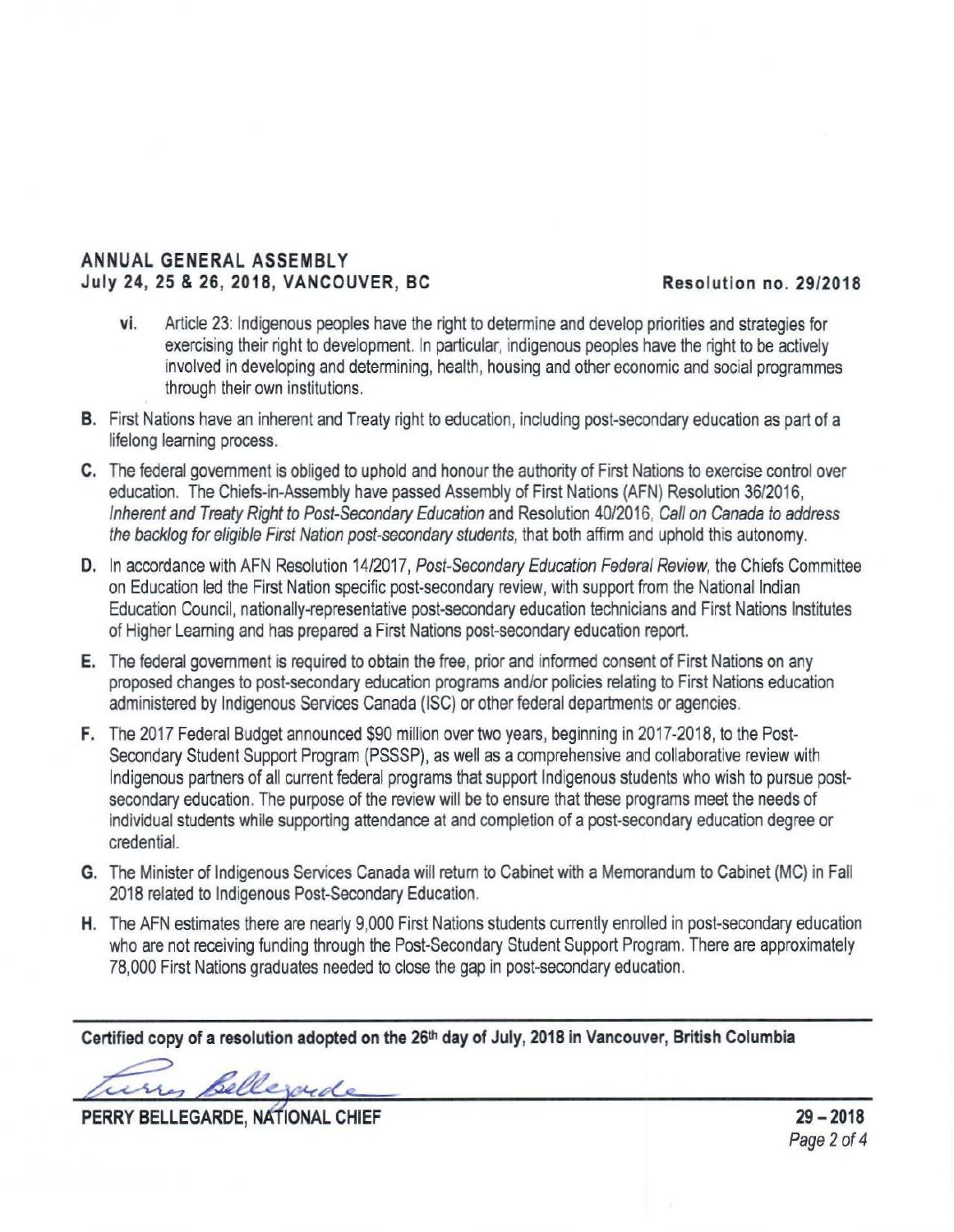vi. Article 23: Indigenous peoples have the right to determine and develop priorities and strategies for exercising their right to development. In particular, indigenous peoples have the right to be actively involved in developing and determining, health, housing and other economic and social programmes through their own institutions.

**B.** First Nations have an inherent and Treaty right to education, including post-secondary education as part of a lifelong learning process.

**C.** The federal government is obliged to uphold and honour the authority of First Nations to exercise control over education. The Chiefs-in-Assembly have passed Assembly of First Nations (AFN) Resolution 36/2016, *Inherent and Treaty Right to Post-Secondary Education* and Resolution 40/2016, *Call on Canada to address the backlog for eligible First Nation post-secondary students*, that both affirm and uphold this autonomy.

**D.** In accordance with AFN Resolution 14/2017, *Post-Secondary Education Federal Review*, the Chiefs Committee on Education led the First Nation specific post-secondary review, with support from the National Indian Education Council, nationally-representative post-secondary education technicians and First Nations Institutes of Higher Learning and has prepared a First Nations post-secondary education report.

**E.** The federal government is required to obtain the free, prior and informed consent of First Nations on any proposed changes to post-secondary education programs and/or policies relating to First Nations education administered by Indigenous Services Canada (ISC) or other federal departments or agencies.

**F.** The 2017 Federal Budget announced $90 million over two years, beginning in 2017-2018, to the Post-Secondary Student Support Program (PSSSP), as well as a comprehensive and collaborative review with Indigenous partners of all current federal programs that support Indigenous students who wish to pursue post-secondary education. The purpose of the review will be to ensure that these programs meet the needs of individual students while supporting attendance at and completion of a post-secondary education degree or credential.

**G.** The Minister of Indigenous Services Canada will return to Cabinet with a Memorandum to Cabinet (MC) in Fall 2018 related to Indigenous Post-Secondary Education.

**H.** The AFN estimates there are nearly 9,000 First Nations students currently enrolled in post-secondary education who are not receiving funding through the Post-Secondary Student Support Program. There are approximately 78,000 First Nations graduates needed to close the gap in post-secondary education.

**Certified copy of a resolution adopted on the 26th day of July, 2018 in Vancouver, British Columbia**

**PERRY BELLEGARDE, NATIONAL CHIEF**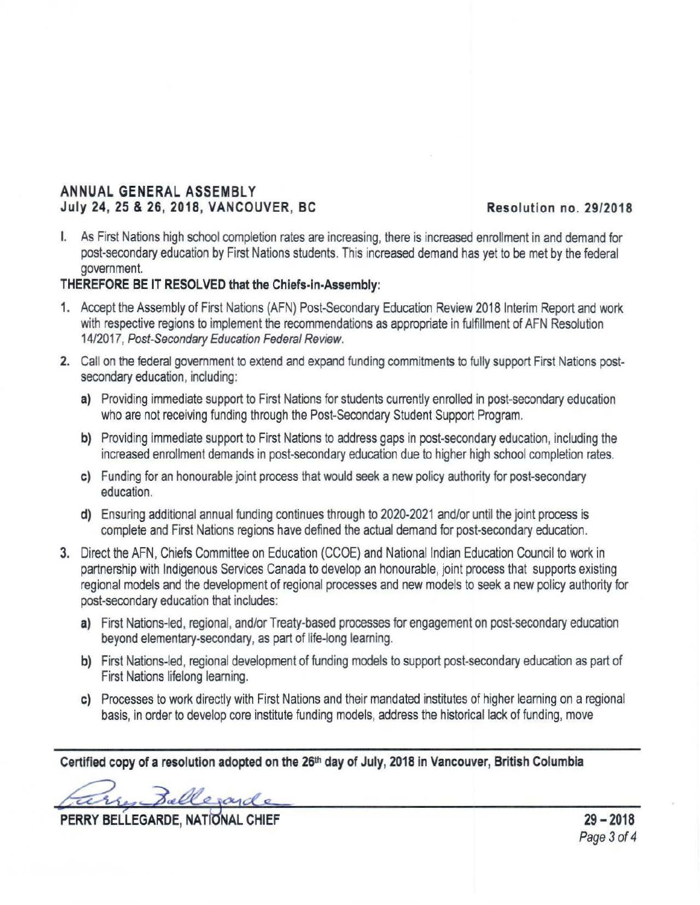**ANNUAL GENERAL ASSEMBLY**
**July 24, 25 & 26, 2018, VANCOUVER, BC** **Resolution no. 29/2018**

I. As First Nations high school completion rates are increasing, there is increased enrollment in and demand for post-secondary education by First Nations students. This increased demand has yet to be met by the federal government.

**THEREFORE BE IT RESOLVED that the Chiefs-in-Assembly:**

1. Accept the Assembly of First Nations (AFN) Post-Secondary Education Review 2018 Interim Report and work with respective regions to implement the recommendations as appropriate in fulfillment of AFN Resolution 14/2017, *Post-Secondary Education Federal Review.*

2. Call on the federal government to extend and expand funding commitments to fully support First Nations post-secondary education, including:

   a) Providing immediate support to First Nations for students currently enrolled in post-secondary education who are not receiving funding through the Post-Secondary Student Support Program.

   b) Providing immediate support to First Nations to address gaps in post-secondary education, including the increased enrollment demands in post-secondary education due to higher high school completion rates.

   c) Funding for an honourable joint process that would seek a new policy authority for post-secondary education.

   d) Ensuring additional annual funding continues through to 2020-2021 and/or until the joint process is complete and First Nations regions have defined the actual demand for post-secondary education.

3. Direct the AFN, Chiefs Committee on Education (CCOE) and National Indian Education Council to work in partnership with Indigenous Services Canada to develop an honourable, joint process that supports existing regional models and the development of regional processes and new models to seek a new policy authority for post-secondary education that includes:

   a) First Nations-led, regional, and/or Treaty-based processes for engagement on post-secondary education beyond elementary-secondary, as part of life-long learning.

   b) First Nations-led, regional development of funding models to support post-secondary education as part of First Nations lifelong learning.

   c) Processes to work directly with First Nations and their mandated institutes of higher learning on a regional basis, in order to develop core institute funding models, address the historical lack of funding, move

**Certified copy of a resolution adopted on the 26th day of July, 2018 in Vancouver, British Columbia**

**PERRY BELLEGARDE, NATIONAL CHIEF**

29 – 2018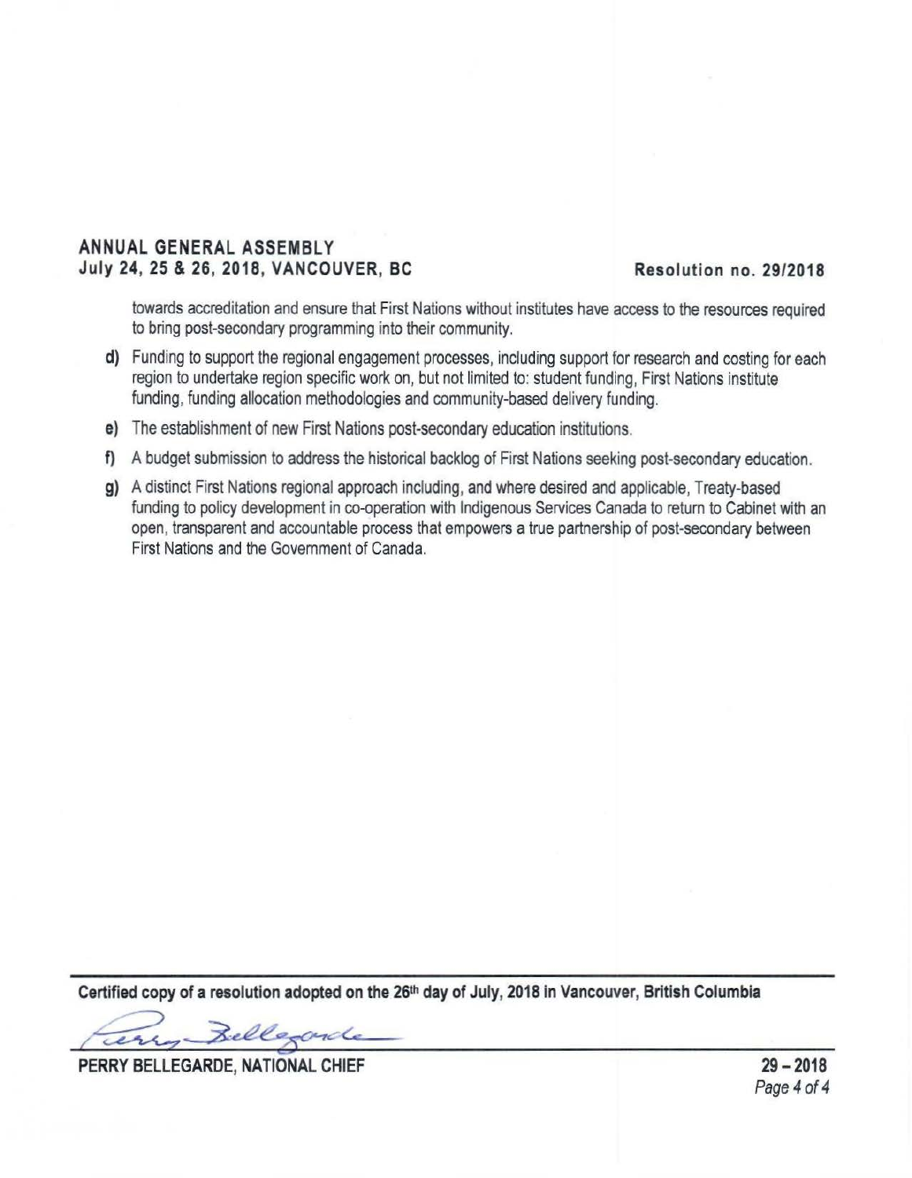towards accreditation and ensure that First Nations without institutes have access to the resources required to bring post-secondary programming into their community.

d) Funding to support the regional engagement processes, including support for research and costing for each region to undertake region specific work on, but not limited to: student funding, First Nations institute funding, funding allocation methodologies and community-based delivery funding.

e) The establishment of new First Nations post-secondary education institutions.

f) A budget submission to address the historical backlog of First Nations seeking post-secondary education.

g) A distinct First Nations regional approach including, and where desired and applicable, Treaty-based funding to policy development in co-operation with Indigenous Services Canada to return to Cabinet with an open, transparent and accountable process that empowers a true partnership of post-secondary between First Nations and the Government of Canada.

**Certified copy of a resolution adopted on the 26th day of July, 2018 in Vancouver, British Columbia**

*Perry Bellegarde*

**PERRY BELLEGARDE, NATIONAL CHIEF**

**29 – 2018**